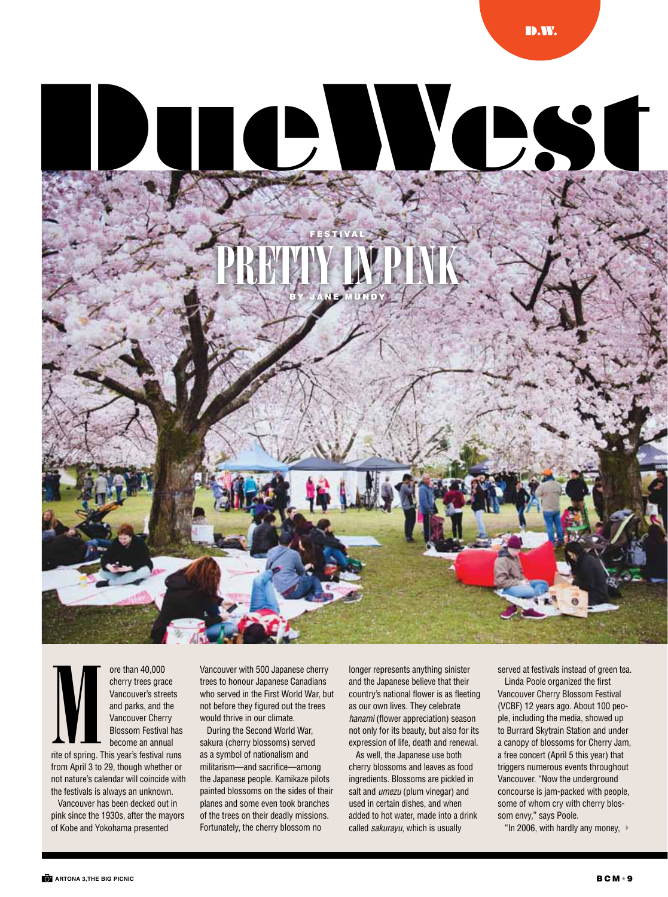# Due West

FESTIVAL

## PRETTY IN PINK

BY JANE MUNDY

More than 40,000 cherry trees grace Vancouver's streets and parks, and the Vancouver Cherry Blossom Festival has become an annual rite of spring. This year's festival runs from April 3 to 29, though whether or not nature's calendar will coincide with the festivals is always an unknown.

Vancouver has been decked out in pink since the 1930s, after the mayors of Kobe and Yokohama presented Vancouver with 500 Japanese cherry trees to honour Japanese Canadians who served in the First World War, but not before they figured out the trees would thrive in our climate.

During the Second World War, sakura (cherry blossoms) served as a symbol of nationalism and militarism—and sacrifice—among the Japanese people. Kamikaze pilots painted blossoms on the sides of their planes and some even took branches of the trees on their deadly missions. Fortunately, the cherry blossom no longer represents anything sinister and the Japanese believe that their country's national flower is as fleeting as our own lives. They celebrate *hanami* (flower appreciation) season not only for its beauty, but also for its expression of life, death and renewal.

As well, the Japanese use both cherry blossoms and leaves as food ingredients. Blossoms are pickled in salt and *umezu* (plum vinegar) and used in certain dishes, and when added to hot water, made into a drink called *sakurayu*, which is usually served at festivals instead of green tea.

Linda Poole organized the first Vancouver Cherry Blossom Festival (VCBF) 12 years ago. About 100 people, including the media, showed up to Burrard Skytrain Station and under a canopy of blossoms for Cherry Jam, a free concert (April 5 this year) that triggers numerous events throughout Vancouver. "Now the underground concourse is jam-packed with people, some of whom cry with cherry blossom envy," says Poole.

"In 2006, with hardly any money,

ARTONA 3, THE BIG PICNIC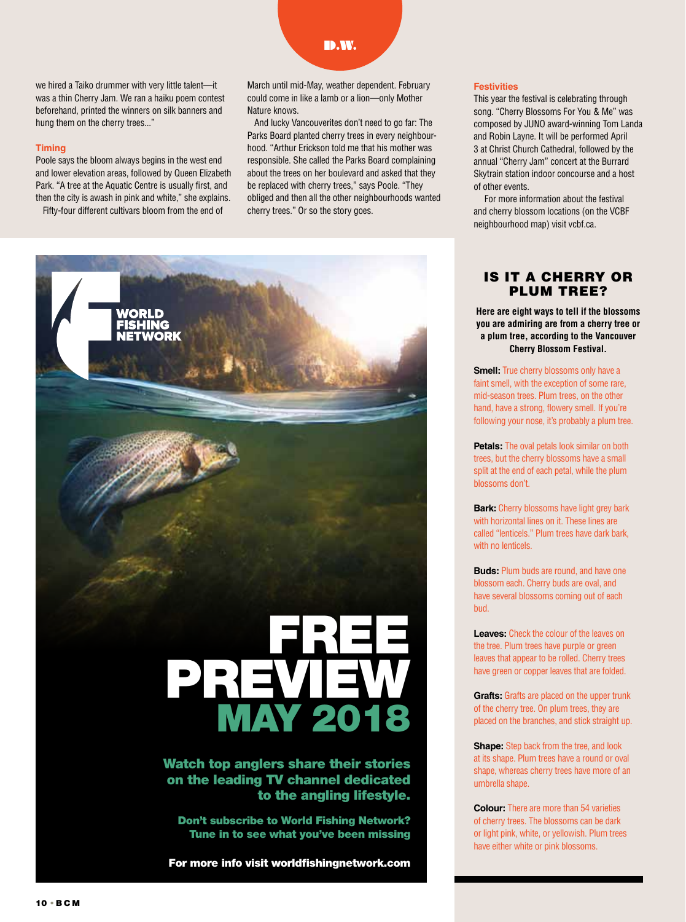we hired a Taiko drummer with very little talent—it was a thin Cherry Jam. We ran a haiku poem contest beforehand, printed the winners on silk banners and hung them on the cherry trees..."

#### Timing

Poole says the bloom always begins in the west end and lower elevation areas, followed by Queen Elizabeth Park. "A tree at the Aquatic Centre is usually first, and then the city is awash in pink and white," she explains.

Fifty-four different cultivars bloom from the end of March until mid-May, weather dependent. February could come in like a lamb or a lion—only Mother Nature knows.

And lucky Vancouverites don't need to go far: The Parks Board planted cherry trees in every neighbourhood. "Arthur Erickson told me that his mother was responsible. She called the Parks Board complaining about the trees on her boulevard and asked that they be replaced with cherry trees," says Poole. "They obliged and then all the other neighbourhoods wanted cherry trees." Or so the story goes.

#### Festivities

This year the festival is celebrating through song. "Cherry Blossoms For You & Me" was composed by JUNO award-winning Tom Landa and Robin Layne. It will be performed April 3 at Christ Church Cathedral, followed by the annual "Cherry Jam" concert at the Burrard Skytrain station indoor concourse and a host of other events.

For more information about the festival and cherry blossom locations (on the VCBF neighbourhood map) visit vcbf.ca.

WORLD FISHING NETWORK

# FREE PREVIEW MAY 2018

**Watch top anglers share their stories on the leading TV channel dedicated to the angling lifestyle.**

**Don't subscribe to World Fishing Network? Tune in to see what you've been missing**

**For more info visit worldfishingnetwork.com**

## IS IT A CHERRY OR PLUM TREE?

**Here are eight ways to tell if the blossoms you are admiring are from a cherry tree or a plum tree, according to the Vancouver Cherry Blossom Festival.**

**Smell:** True cherry blossoms only have a faint smell, with the exception of some rare, mid-season trees. Plum trees, on the other hand, have a strong, flowery smell. If you're following your nose, it's probably a plum tree.

**Petals:** The oval petals look similar on both trees, but the cherry blossoms have a small split at the end of each petal, while the plum blossoms don't.

**Bark:** Cherry blossoms have light grey bark with horizontal lines on it. These lines are called "lenticels." Plum trees have dark bark, with no lenticels.

**Buds:** Plum buds are round, and have one blossom each. Cherry buds are oval, and have several blossoms coming out of each bud.

**Leaves:** Check the colour of the leaves on the tree. Plum trees have purple or green leaves that appear to be rolled. Cherry trees have green or copper leaves that are folded.

**Grafts:** Grafts are placed on the upper trunk of the cherry tree. On plum trees, they are placed on the branches, and stick straight up.

**Shape:** Step back from the tree, and look at its shape. Plum trees have a round or oval shape, whereas cherry trees have more of an umbrella shape.

**Colour:** There are more than 54 varieties of cherry trees. The blossoms can be dark or light pink, white, or yellowish. Plum trees have either white or pink blossoms.